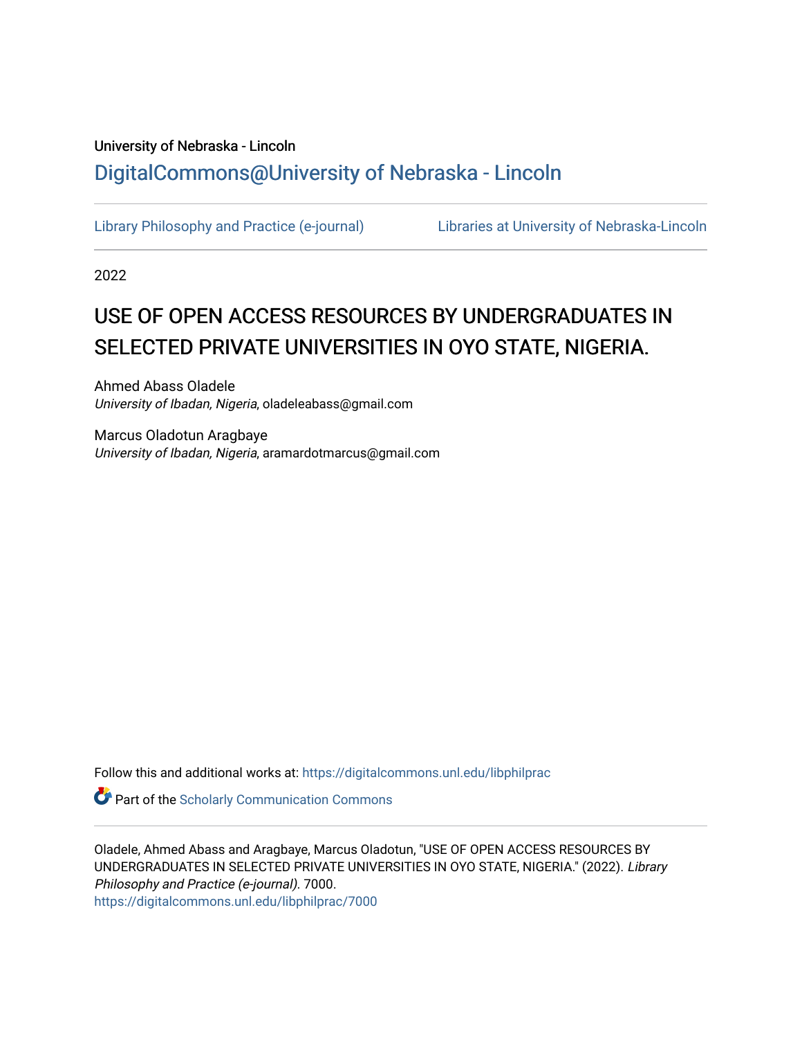University of Nebraska - Lincoln

DigitalCommons@University of Nebraska - Lincoln

Library Philosophy and Practice (e-journal) | Libraries at University of Nebraska-Lincoln

2022

# USE OF OPEN ACCESS RESOURCES BY UNDERGRADUATES IN SELECTED PRIVATE UNIVERSITIES IN OYO STATE, NIGERIA.

Ahmed Abass Oladele
*University of Ibadan, Nigeria*, oladeleabass@gmail.com

Marcus Oladotun Aragbaye
*University of Ibadan, Nigeria*, aramardotmarcus@gmail.com

Follow this and additional works at: https://digitalcommons.unl.edu/libphilprac

Part of the Scholarly Communication Commons

Oladele, Ahmed Abass and Aragbaye, Marcus Oladotun, "USE OF OPEN ACCESS RESOURCES BY UNDERGRADUATES IN SELECTED PRIVATE UNIVERSITIES IN OYO STATE, NIGERIA." (2022). *Library Philosophy and Practice (e-journal)*. 7000.
https://digitalcommons.unl.edu/libphilprac/7000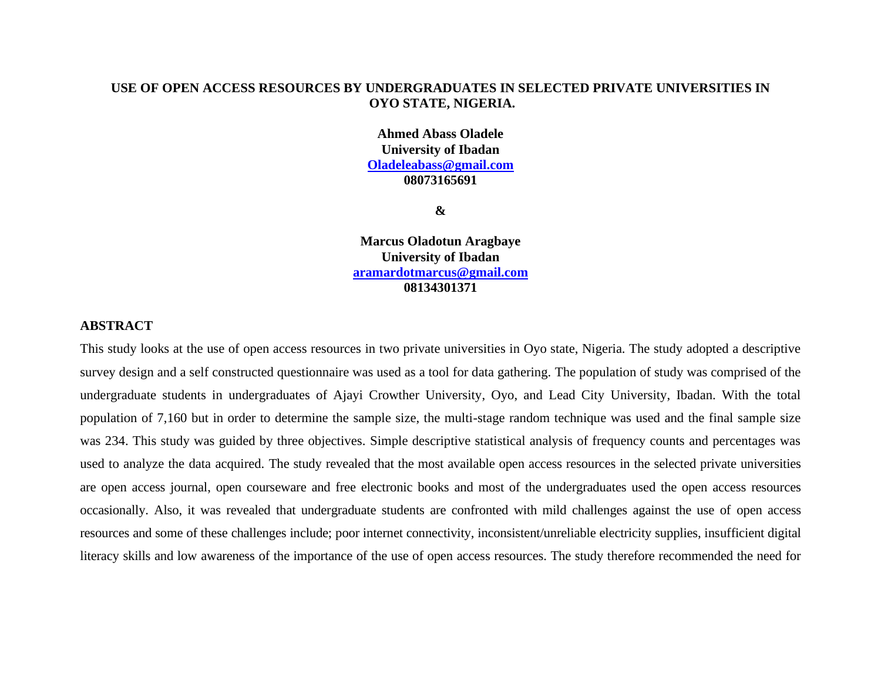**USE OF OPEN ACCESS RESOURCES BY UNDERGRADUATES IN SELECTED PRIVATE UNIVERSITIES IN OYO STATE, NIGERIA.**

**Ahmed Abass Oladele**
**University of Ibadan**
**Oladeleabass@gmail.com**
**08073165691**

**&**

**Marcus Oladotun Aragbaye**
**University of Ibadan**
**aramardotmarcus@gmail.com**
**08134301371**

## ABSTRACT

This study looks at the use of open access resources in two private universities in Oyo state, Nigeria. The study adopted a descriptive survey design and a self constructed questionnaire was used as a tool for data gathering. The population of study was comprised of the undergraduate students in undergraduates of Ajayi Crowther University, Oyo, and Lead City University, Ibadan. With the total population of 7,160 but in order to determine the sample size, the multi-stage random technique was used and the final sample size was 234. This study was guided by three objectives. Simple descriptive statistical analysis of frequency counts and percentages was used to analyze the data acquired. The study revealed that the most available open access resources in the selected private universities are open access journal, open courseware and free electronic books and most of the undergraduates used the open access resources occasionally. Also, it was revealed that undergraduate students are confronted with mild challenges against the use of open access resources and some of these challenges include; poor internet connectivity, inconsistent/unreliable electricity supplies, insufficient digital literacy skills and low awareness of the importance of the use of open access resources. The study therefore recommended the need for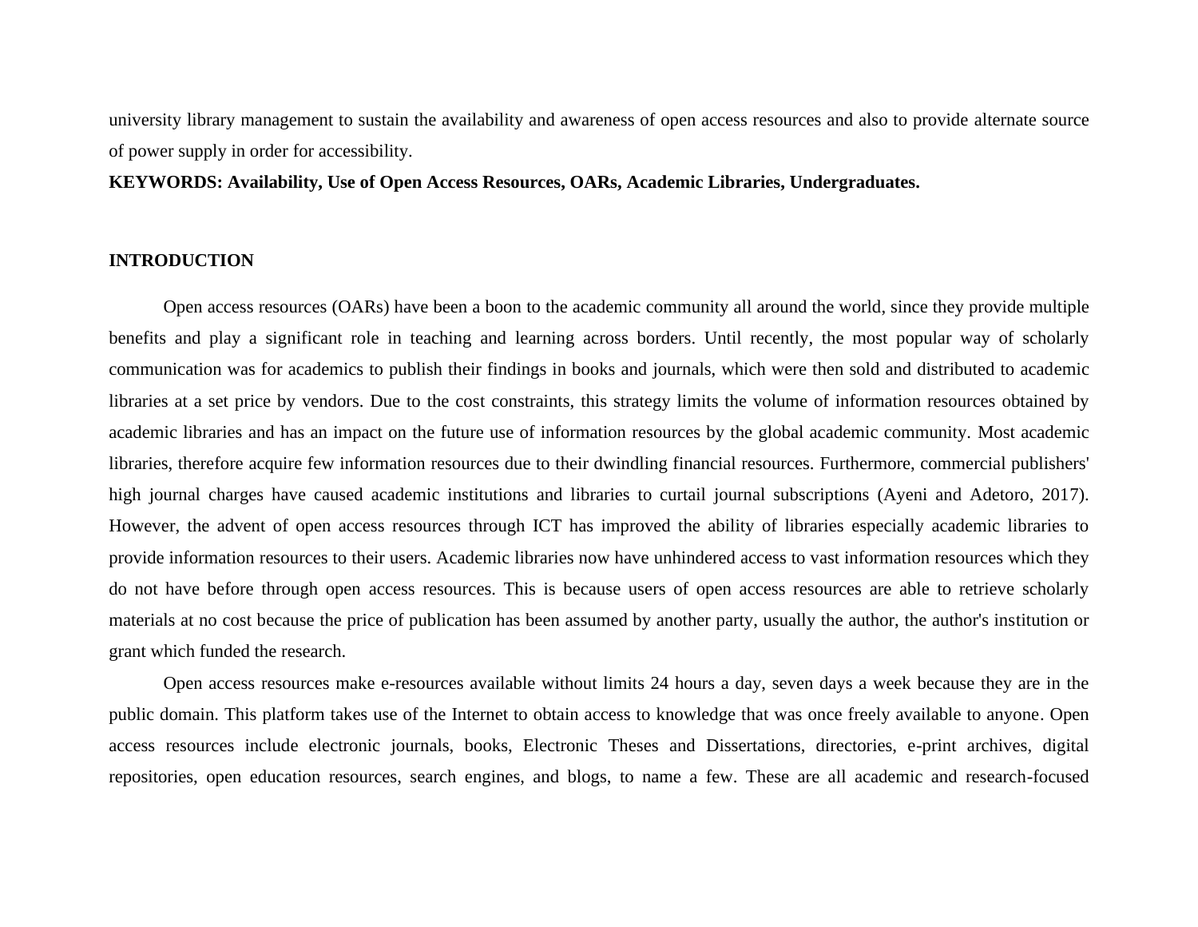university library management to sustain the availability and awareness of open access resources and also to provide alternate source of power supply in order for accessibility.

**KEYWORDS: Availability, Use of Open Access Resources, OARs, Academic Libraries, Undergraduates.**

## INTRODUCTION

Open access resources (OARs) have been a boon to the academic community all around the world, since they provide multiple benefits and play a significant role in teaching and learning across borders. Until recently, the most popular way of scholarly communication was for academics to publish their findings in books and journals, which were then sold and distributed to academic libraries at a set price by vendors. Due to the cost constraints, this strategy limits the volume of information resources obtained by academic libraries and has an impact on the future use of information resources by the global academic community. Most academic libraries, therefore acquire few information resources due to their dwindling financial resources. Furthermore, commercial publishers' high journal charges have caused academic institutions and libraries to curtail journal subscriptions (Ayeni and Adetoro, 2017). However, the advent of open access resources through ICT has improved the ability of libraries especially academic libraries to provide information resources to their users. Academic libraries now have unhindered access to vast information resources which they do not have before through open access resources. This is because users of open access resources are able to retrieve scholarly materials at no cost because the price of publication has been assumed by another party, usually the author, the author's institution or grant which funded the research.

Open access resources make e-resources available without limits 24 hours a day, seven days a week because they are in the public domain. This platform takes use of the Internet to obtain access to knowledge that was once freely available to anyone. Open access resources include electronic journals, books, Electronic Theses and Dissertations, directories, e-print archives, digital repositories, open education resources, search engines, and blogs, to name a few. These are all academic and research-focused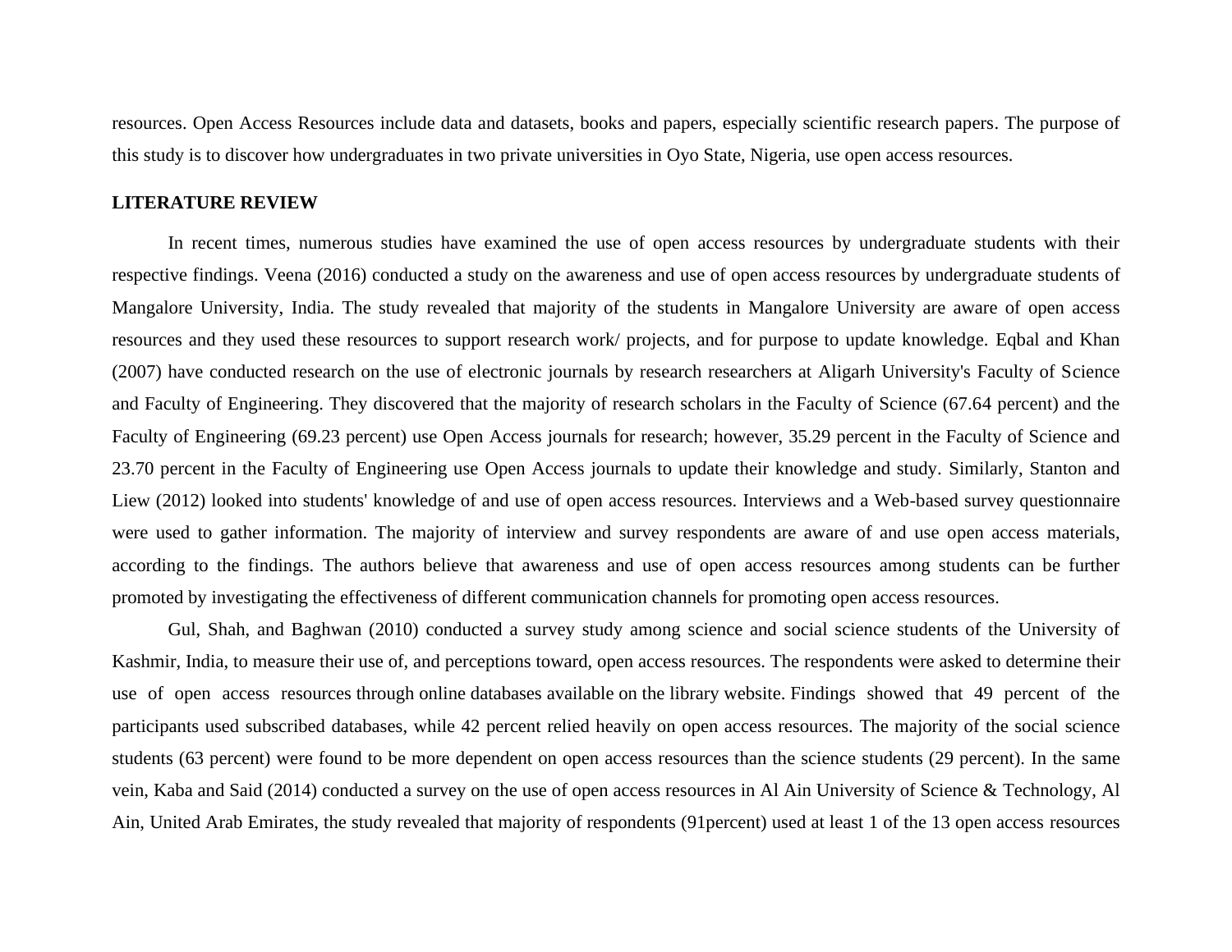resources. Open Access Resources include data and datasets, books and papers, especially scientific research papers. The purpose of this study is to discover how undergraduates in two private universities in Oyo State, Nigeria, use open access resources.

## LITERATURE REVIEW

In recent times, numerous studies have examined the use of open access resources by undergraduate students with their respective findings. Veena (2016) conducted a study on the awareness and use of open access resources by undergraduate students of Mangalore University, India. The study revealed that majority of the students in Mangalore University are aware of open access resources and they used these resources to support research work/ projects, and for purpose to update knowledge. Eqbal and Khan (2007) have conducted research on the use of electronic journals by research researchers at Aligarh University's Faculty of Science and Faculty of Engineering. They discovered that the majority of research scholars in the Faculty of Science (67.64 percent) and the Faculty of Engineering (69.23 percent) use Open Access journals for research; however, 35.29 percent in the Faculty of Science and 23.70 percent in the Faculty of Engineering use Open Access journals to update their knowledge and study. Similarly, Stanton and Liew (2012) looked into students' knowledge of and use of open access resources. Interviews and a Web-based survey questionnaire were used to gather information. The majority of interview and survey respondents are aware of and use open access materials, according to the findings. The authors believe that awareness and use of open access resources among students can be further promoted by investigating the effectiveness of different communication channels for promoting open access resources.

Gul, Shah, and Baghwan (2010) conducted a survey study among science and social science students of the University of Kashmir, India, to measure their use of, and perceptions toward, open access resources. The respondents were asked to determine their use of open access resources through online databases available on the library website. Findings showed that 49 percent of the participants used subscribed databases, while 42 percent relied heavily on open access resources. The majority of the social science students (63 percent) were found to be more dependent on open access resources than the science students (29 percent). In the same vein, Kaba and Said (2014) conducted a survey on the use of open access resources in Al Ain University of Science & Technology, Al Ain, United Arab Emirates, the study revealed that majority of respondents (91percent) used at least 1 of the 13 open access resources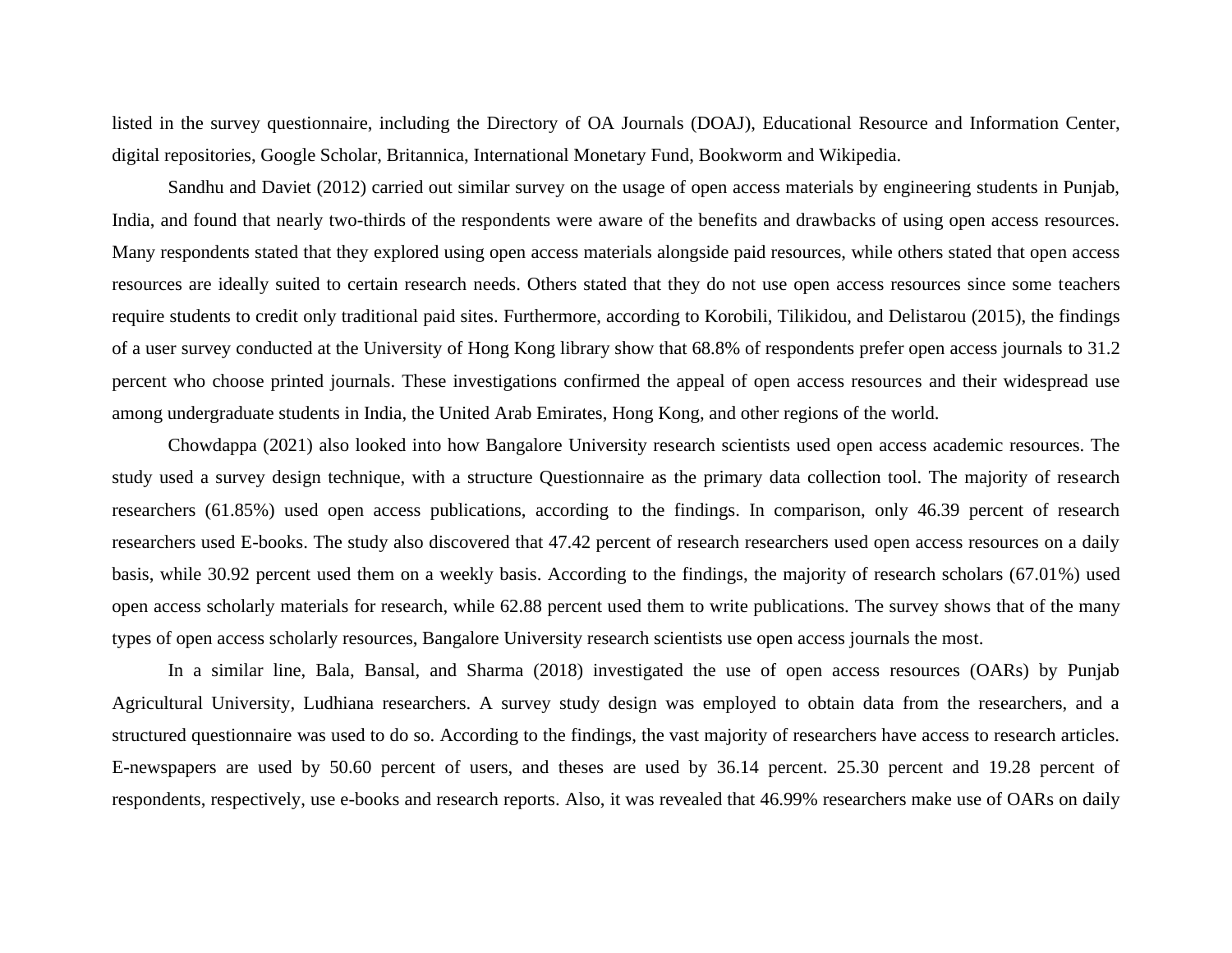listed in the survey questionnaire, including the Directory of OA Journals (DOAJ), Educational Resource and Information Center, digital repositories, Google Scholar, Britannica, International Monetary Fund, Bookworm and Wikipedia.

Sandhu and Daviet (2012) carried out similar survey on the usage of open access materials by engineering students in Punjab, India, and found that nearly two-thirds of the respondents were aware of the benefits and drawbacks of using open access resources. Many respondents stated that they explored using open access materials alongside paid resources, while others stated that open access resources are ideally suited to certain research needs. Others stated that they do not use open access resources since some teachers require students to credit only traditional paid sites. Furthermore, according to Korobili, Tilikidou, and Delistarou (2015), the findings of a user survey conducted at the University of Hong Kong library show that 68.8% of respondents prefer open access journals to 31.2 percent who choose printed journals. These investigations confirmed the appeal of open access resources and their widespread use among undergraduate students in India, the United Arab Emirates, Hong Kong, and other regions of the world.

Chowdappa (2021) also looked into how Bangalore University research scientists used open access academic resources. The study used a survey design technique, with a structure Questionnaire as the primary data collection tool. The majority of research researchers (61.85%) used open access publications, according to the findings. In comparison, only 46.39 percent of research researchers used E-books. The study also discovered that 47.42 percent of research researchers used open access resources on a daily basis, while 30.92 percent used them on a weekly basis. According to the findings, the majority of research scholars (67.01%) used open access scholarly materials for research, while 62.88 percent used them to write publications. The survey shows that of the many types of open access scholarly resources, Bangalore University research scientists use open access journals the most.

In a similar line, Bala, Bansal, and Sharma (2018) investigated the use of open access resources (OARs) by Punjab Agricultural University, Ludhiana researchers. A survey study design was employed to obtain data from the researchers, and a structured questionnaire was used to do so. According to the findings, the vast majority of researchers have access to research articles. E-newspapers are used by 50.60 percent of users, and theses are used by 36.14 percent. 25.30 percent and 19.28 percent of respondents, respectively, use e-books and research reports. Also, it was revealed that 46.99% researchers make use of OARs on daily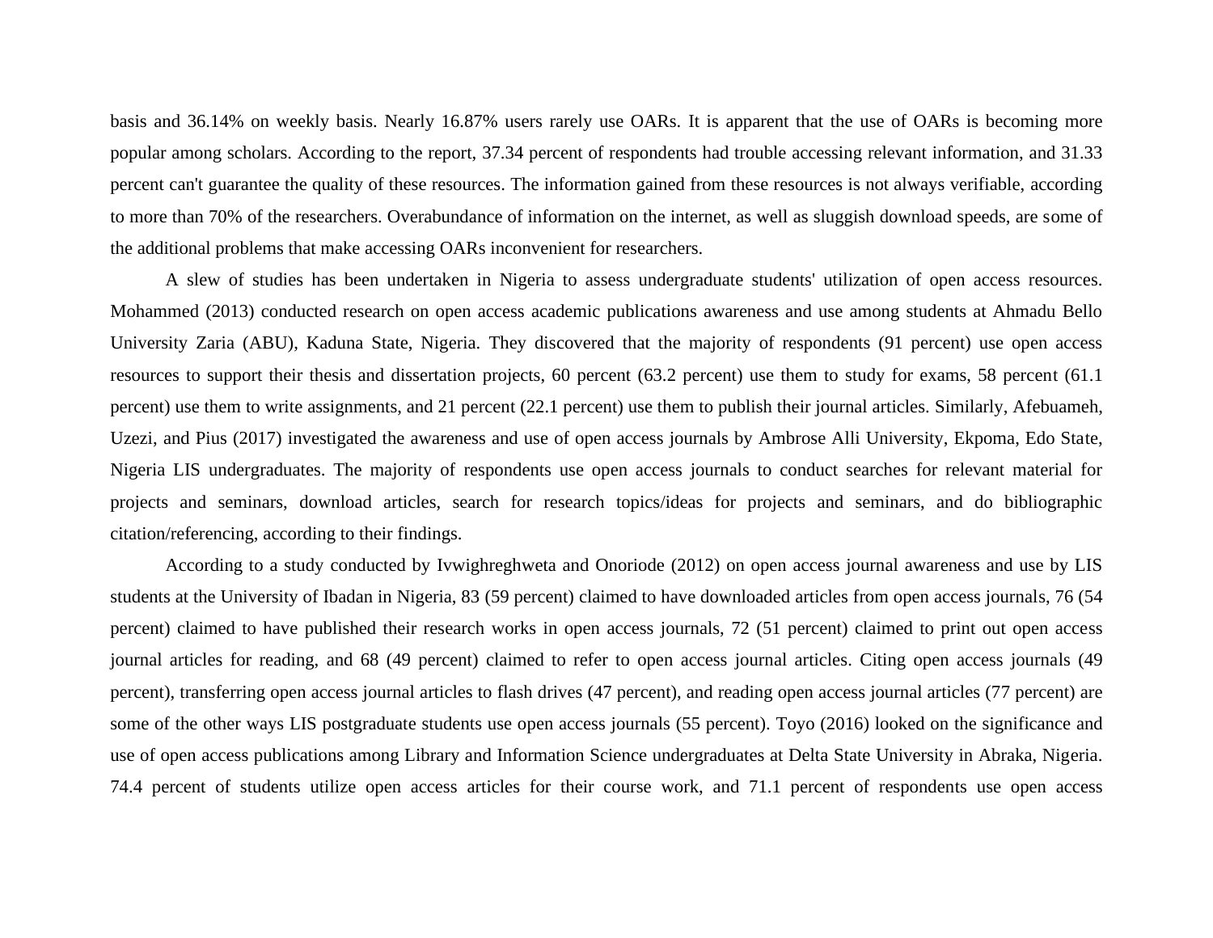basis and 36.14% on weekly basis. Nearly 16.87% users rarely use OARs. It is apparent that the use of OARs is becoming more popular among scholars. According to the report, 37.34 percent of respondents had trouble accessing relevant information, and 31.33 percent can't guarantee the quality of these resources. The information gained from these resources is not always verifiable, according to more than 70% of the researchers. Overabundance of information on the internet, as well as sluggish download speeds, are some of the additional problems that make accessing OARs inconvenient for researchers.

A slew of studies has been undertaken in Nigeria to assess undergraduate students' utilization of open access resources. Mohammed (2013) conducted research on open access academic publications awareness and use among students at Ahmadu Bello University Zaria (ABU), Kaduna State, Nigeria. They discovered that the majority of respondents (91 percent) use open access resources to support their thesis and dissertation projects, 60 percent (63.2 percent) use them to study for exams, 58 percent (61.1 percent) use them to write assignments, and 21 percent (22.1 percent) use them to publish their journal articles. Similarly, Afebuameh, Uzezi, and Pius (2017) investigated the awareness and use of open access journals by Ambrose Alli University, Ekpoma, Edo State, Nigeria LIS undergraduates. The majority of respondents use open access journals to conduct searches for relevant material for projects and seminars, download articles, search for research topics/ideas for projects and seminars, and do bibliographic citation/referencing, according to their findings.

According to a study conducted by Ivwighreghweta and Onoriode (2012) on open access journal awareness and use by LIS students at the University of Ibadan in Nigeria, 83 (59 percent) claimed to have downloaded articles from open access journals, 76 (54 percent) claimed to have published their research works in open access journals, 72 (51 percent) claimed to print out open access journal articles for reading, and 68 (49 percent) claimed to refer to open access journal articles. Citing open access journals (49 percent), transferring open access journal articles to flash drives (47 percent), and reading open access journal articles (77 percent) are some of the other ways LIS postgraduate students use open access journals (55 percent). Toyo (2016) looked on the significance and use of open access publications among Library and Information Science undergraduates at Delta State University in Abraka, Nigeria. 74.4 percent of students utilize open access articles for their course work, and 71.1 percent of respondents use open access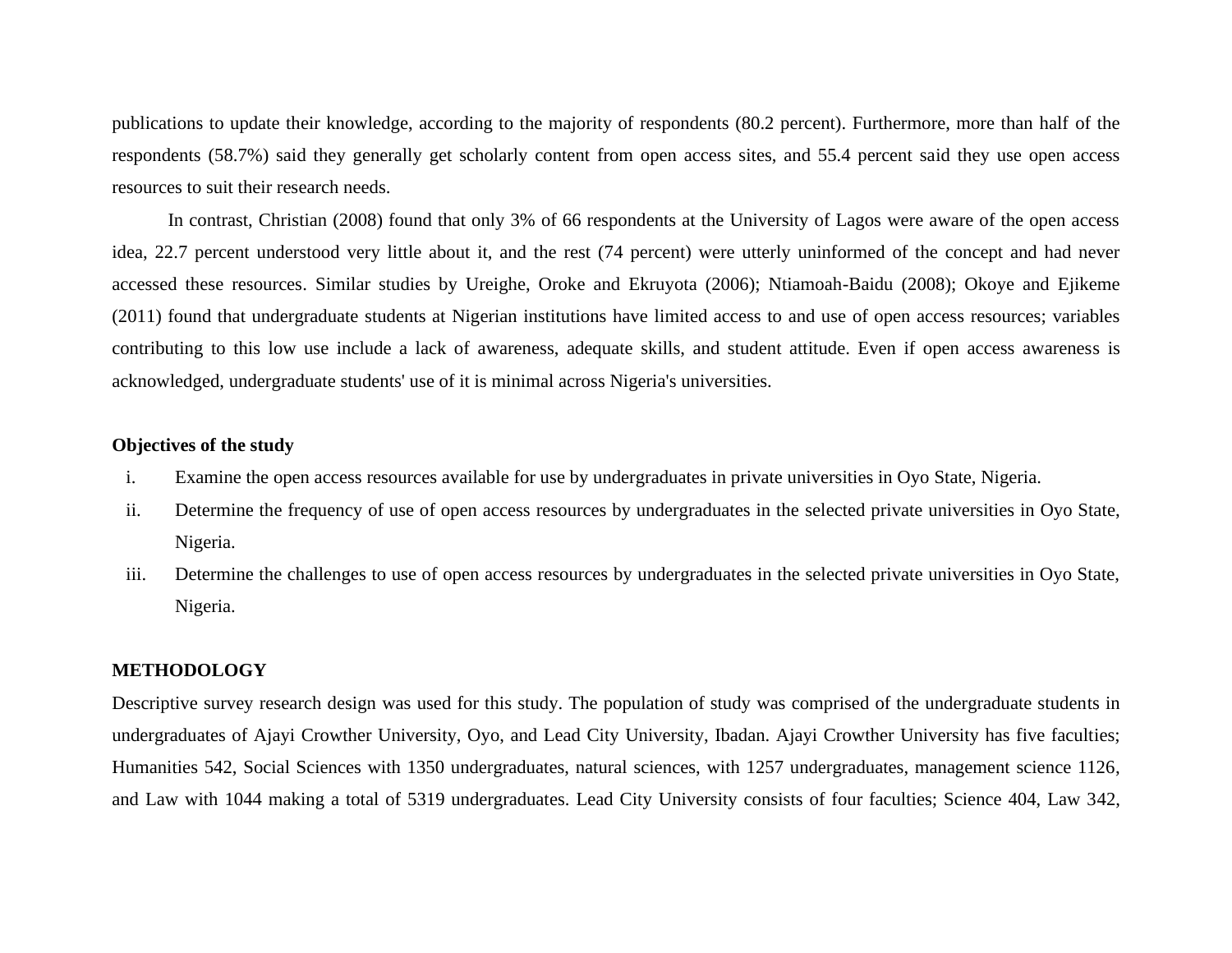publications to update their knowledge, according to the majority of respondents (80.2 percent). Furthermore, more than half of the respondents (58.7%) said they generally get scholarly content from open access sites, and 55.4 percent said they use open access resources to suit their research needs.

In contrast, Christian (2008) found that only 3% of 66 respondents at the University of Lagos were aware of the open access idea, 22.7 percent understood very little about it, and the rest (74 percent) were utterly uninformed of the concept and had never accessed these resources. Similar studies by Ureighe, Oroke and Ekruyota (2006); Ntiamoah-Baidu (2008); Okoye and Ejikeme (2011) found that undergraduate students at Nigerian institutions have limited access to and use of open access resources; variables contributing to this low use include a lack of awareness, adequate skills, and student attitude. Even if open access awareness is acknowledged, undergraduate students' use of it is minimal across Nigeria's universities.

**Objectives of the study**

i. Examine the open access resources available for use by undergraduates in private universities in Oyo State, Nigeria.
ii. Determine the frequency of use of open access resources by undergraduates in the selected private universities in Oyo State, Nigeria.
iii. Determine the challenges to use of open access resources by undergraduates in the selected private universities in Oyo State, Nigeria.

## METHODOLOGY

Descriptive survey research design was used for this study. The population of study was comprised of the undergraduate students in undergraduates of Ajayi Crowther University, Oyo, and Lead City University, Ibadan. Ajayi Crowther University has five faculties; Humanities 542, Social Sciences with 1350 undergraduates, natural sciences, with 1257 undergraduates, management science 1126, and Law with 1044 making a total of 5319 undergraduates. Lead City University consists of four faculties; Science 404, Law 342,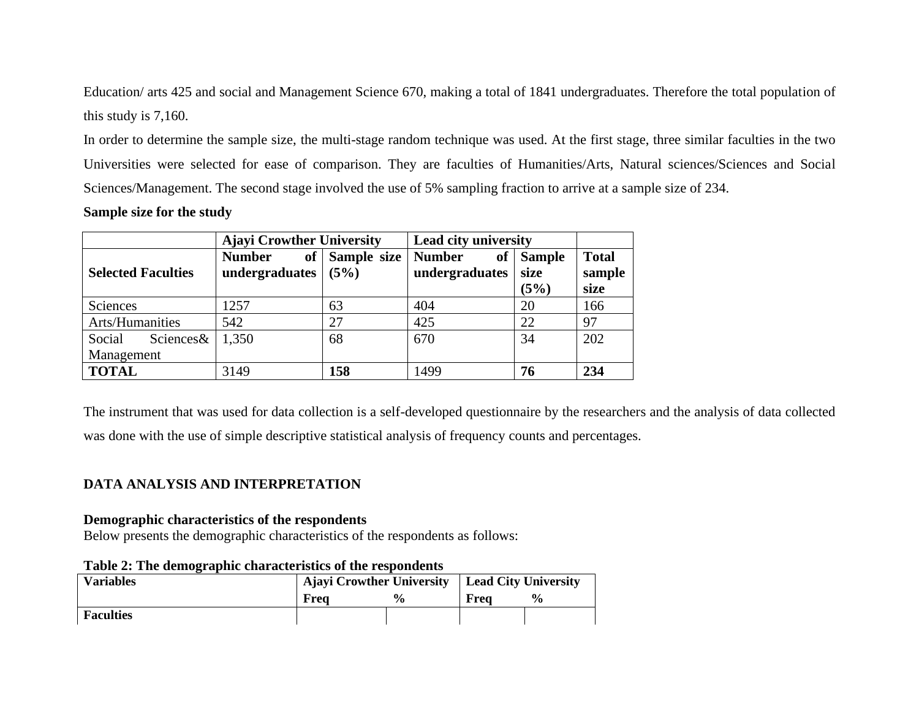Education/ arts 425 and social and Management Science 670, making a total of 1841 undergraduates. Therefore the total population of this study is 7,160.

In order to determine the sample size, the multi-stage random technique was used. At the first stage, three similar faculties in the two Universities were selected for ease of comparison. They are faculties of Humanities/Arts, Natural sciences/Sciences and Social Sciences/Management. The second stage involved the use of 5% sampling fraction to arrive at a sample size of 234.

**Sample size for the study**

| | **Ajayi Crowther University** | | **Lead city university** | | |
|---|---|---|---|---|---|
| **Selected Faculties** | **Number of undergraduates** | **Sample size (5%)** | **Number of undergraduates** | **Sample size (5%)** | **Total sample size** |
| Sciences | 1257 | 63 | 404 | 20 | 166 |
| Arts/Humanities | 542 | 27 | 425 | 22 | 97 |
| Social Sciences& Management | 1,350 | 68 | 670 | 34 | 202 |
| **TOTAL** | 3149 | **158** | 1499 | **76** | **234** |

The instrument that was used for data collection is a self-developed questionnaire by the researchers and the analysis of data collected was done with the use of simple descriptive statistical analysis of frequency counts and percentages.

## DATA ANALYSIS AND INTERPRETATION

### Demographic characteristics of the respondents

Below presents the demographic characteristics of the respondents as follows:

**Table 2: The demographic characteristics of the respondents**

| **Variables** | **Ajayi Crowther University** | | **Lead City University** | |
|---|---|---|---|---|
| | **Freq** | **%** | **Freq** | **%** |
| **Faculties** | | | | |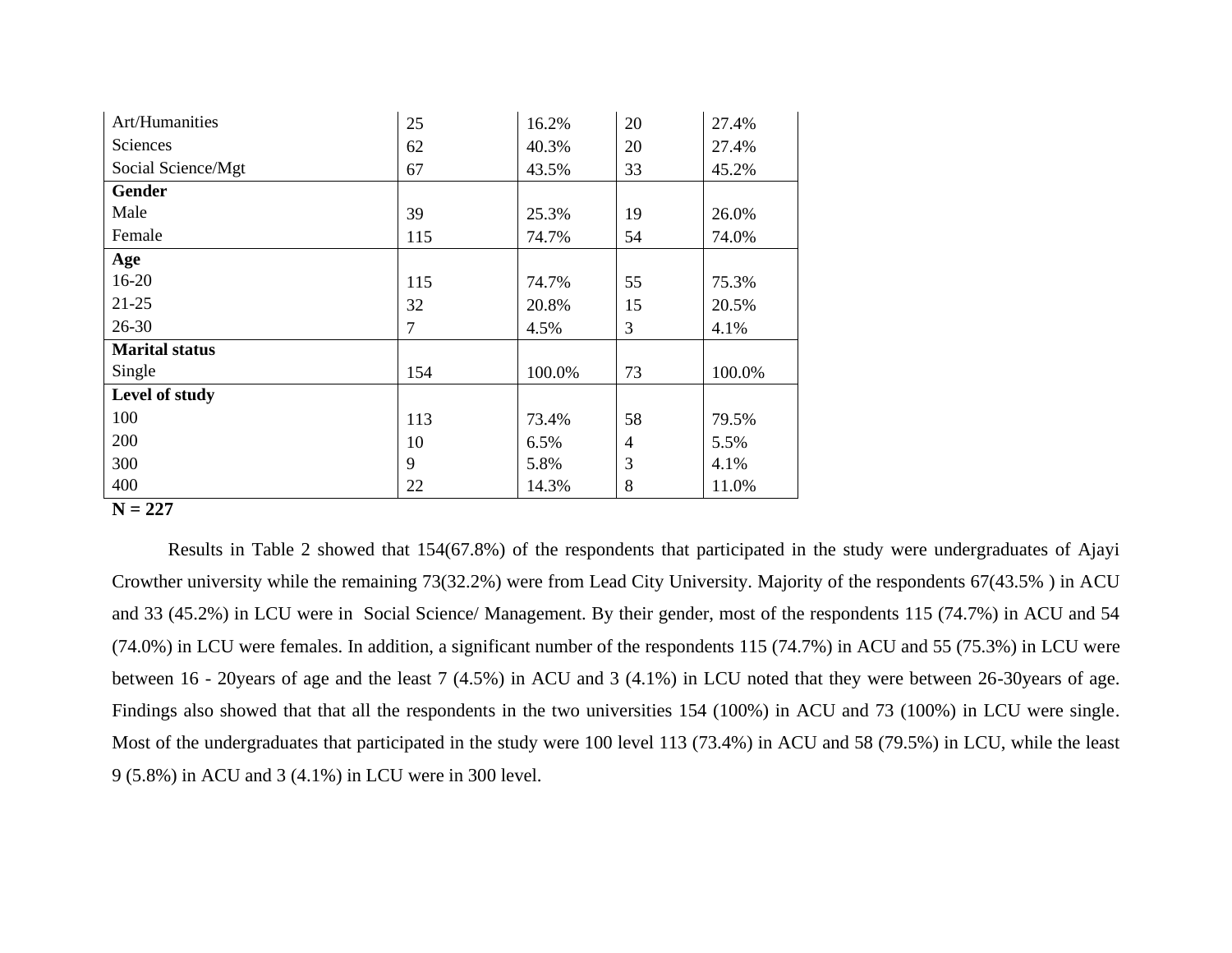| | | | | |
|---|---|---|---|---|
| Art/Humanities | 25 | 16.2% | 20 | 27.4% |
| Sciences | 62 | 40.3% | 20 | 27.4% |
| Social Science/Mgt | 67 | 43.5% | 33 | 45.2% |
| **Gender** | | | | |
| Male | 39 | 25.3% | 19 | 26.0% |
| Female | 115 | 74.7% | 54 | 74.0% |
| **Age** | | | | |
| 16-20 | 115 | 74.7% | 55 | 75.3% |
| 21-25 | 32 | 20.8% | 15 | 20.5% |
| 26-30 | 7 | 4.5% | 3 | 4.1% |
| **Marital status** | | | | |
| Single | 154 | 100.0% | 73 | 100.0% |
| **Level of study** | | | | |
| 100 | 113 | 73.4% | 58 | 79.5% |
| 200 | 10 | 6.5% | 4 | 5.5% |
| 300 | 9 | 5.8% | 3 | 4.1% |
| 400 | 22 | 14.3% | 8 | 11.0% |

**N = 227**

Results in Table 2 showed that 154(67.8%) of the respondents that participated in the study were undergraduates of Ajayi Crowther university while the remaining 73(32.2%) were from Lead City University. Majority of the respondents 67(43.5% ) in ACU and 33 (45.2%) in LCU were in Social Science/ Management. By their gender, most of the respondents 115 (74.7%) in ACU and 54 (74.0%) in LCU were females. In addition, a significant number of the respondents 115 (74.7%) in ACU and 55 (75.3%) in LCU were between 16 - 20years of age and the least 7 (4.5%) in ACU and 3 (4.1%) in LCU noted that they were between 26-30years of age. Findings also showed that that all the respondents in the two universities 154 (100%) in ACU and 73 (100%) in LCU were single. Most of the undergraduates that participated in the study were 100 level 113 (73.4%) in ACU and 58 (79.5%) in LCU, while the least 9 (5.8%) in ACU and 3 (4.1%) in LCU were in 300 level.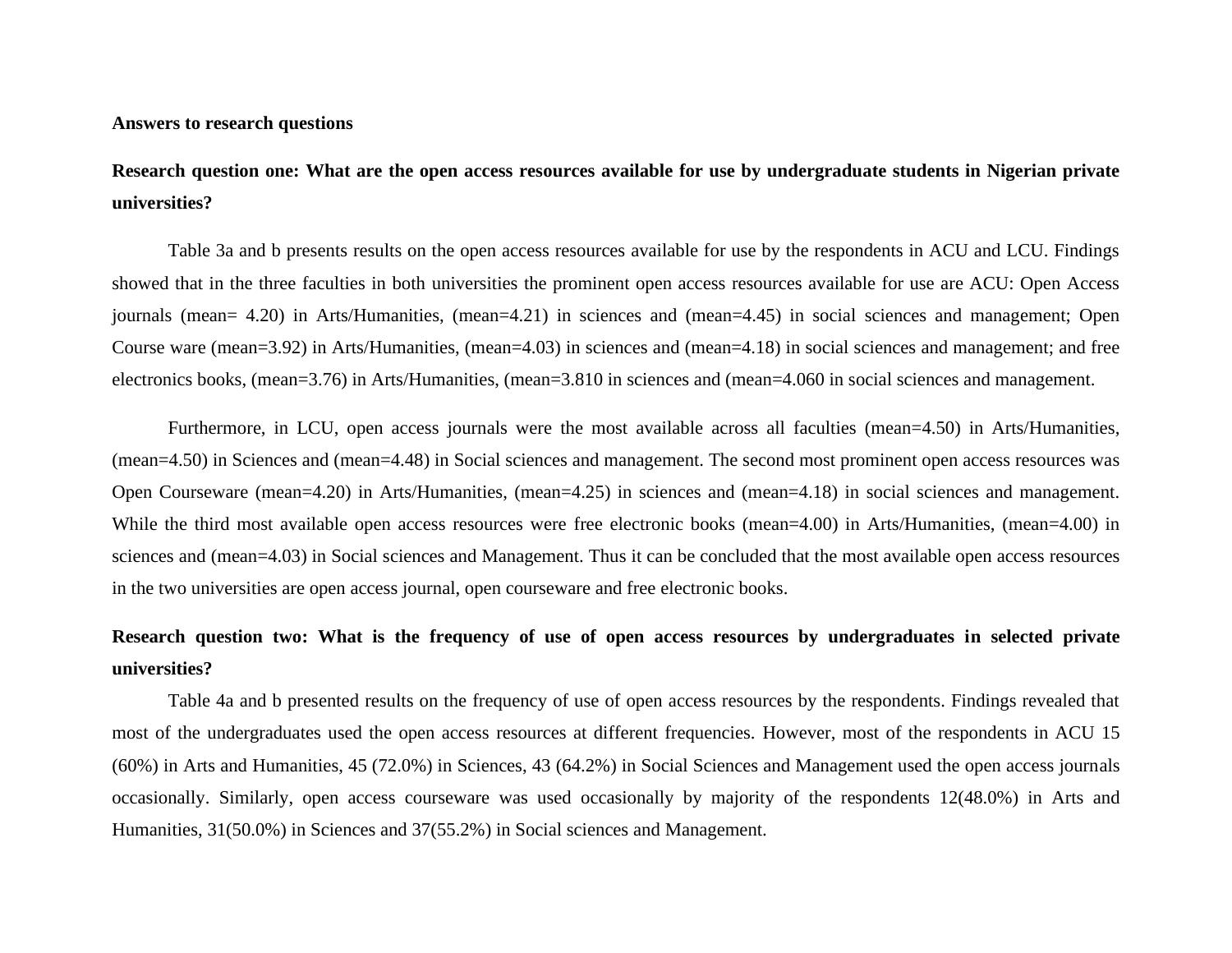**Answers to research questions**

**Research question one: What are the open access resources available for use by undergraduate students in Nigerian private universities?**

Table 3a and b presents results on the open access resources available for use by the respondents in ACU and LCU. Findings showed that in the three faculties in both universities the prominent open access resources available for use are ACU: Open Access journals (mean= 4.20) in Arts/Humanities, (mean=4.21) in sciences and (mean=4.45) in social sciences and management; Open Course ware (mean=3.92) in Arts/Humanities, (mean=4.03) in sciences and (mean=4.18) in social sciences and management; and free electronics books, (mean=3.76) in Arts/Humanities, (mean=3.810 in sciences and (mean=4.060 in social sciences and management.

Furthermore, in LCU, open access journals were the most available across all faculties (mean=4.50) in Arts/Humanities, (mean=4.50) in Sciences and (mean=4.48) in Social sciences and management. The second most prominent open access resources was Open Courseware (mean=4.20) in Arts/Humanities, (mean=4.25) in sciences and (mean=4.18) in social sciences and management. While the third most available open access resources were free electronic books (mean=4.00) in Arts/Humanities, (mean=4.00) in sciences and (mean=4.03) in Social sciences and Management. Thus it can be concluded that the most available open access resources in the two universities are open access journal, open courseware and free electronic books.

**Research question two: What is the frequency of use of open access resources by undergraduates in selected private universities?**

Table 4a and b presented results on the frequency of use of open access resources by the respondents. Findings revealed that most of the undergraduates used the open access resources at different frequencies. However, most of the respondents in ACU 15 (60%) in Arts and Humanities, 45 (72.0%) in Sciences, 43 (64.2%) in Social Sciences and Management used the open access journals occasionally. Similarly, open access courseware was used occasionally by majority of the respondents 12(48.0%) in Arts and Humanities, 31(50.0%) in Sciences and 37(55.2%) in Social sciences and Management.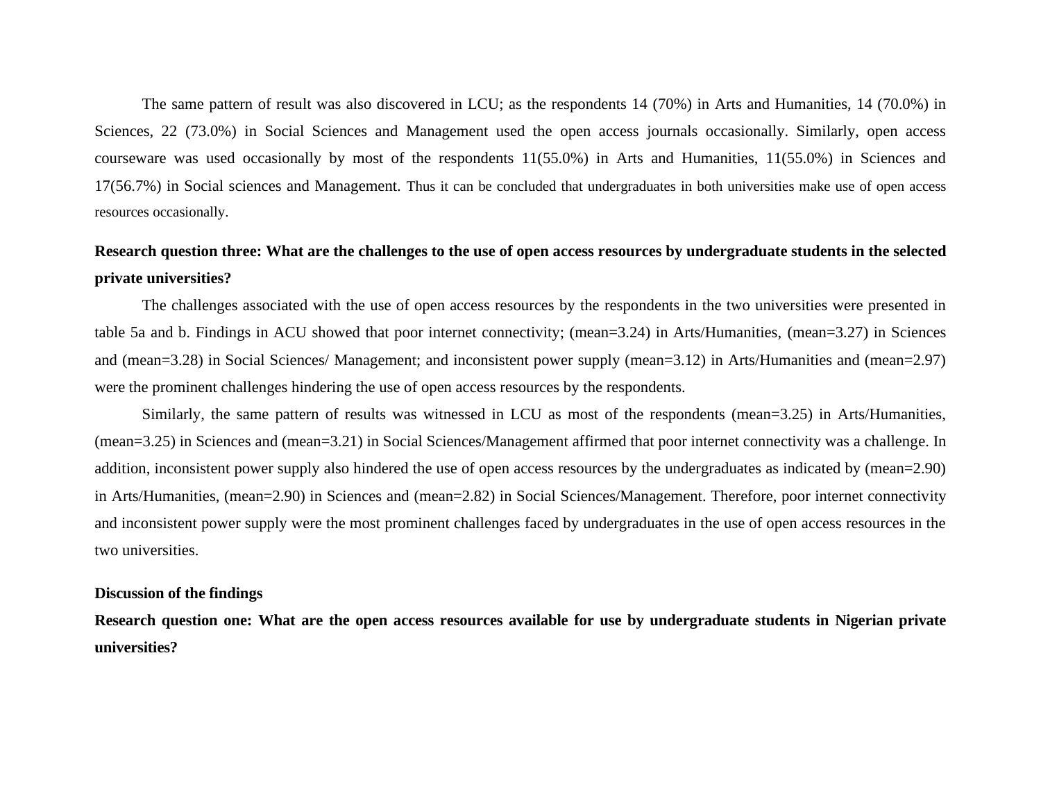The same pattern of result was also discovered in LCU; as the respondents 14 (70%) in Arts and Humanities, 14 (70.0%) in Sciences, 22 (73.0%) in Social Sciences and Management used the open access journals occasionally. Similarly, open access courseware was used occasionally by most of the respondents 11(55.0%) in Arts and Humanities, 11(55.0%) in Sciences and 17(56.7%) in Social sciences and Management. Thus it can be concluded that undergraduates in both universities make use of open access resources occasionally.

**Research question three: What are the challenges to the use of open access resources by undergraduate students in the selected private universities?**

The challenges associated with the use of open access resources by the respondents in the two universities were presented in table 5a and b. Findings in ACU showed that poor internet connectivity; (mean=3.24) in Arts/Humanities, (mean=3.27) in Sciences and (mean=3.28) in Social Sciences/ Management; and inconsistent power supply (mean=3.12) in Arts/Humanities and (mean=2.97) were the prominent challenges hindering the use of open access resources by the respondents.

Similarly, the same pattern of results was witnessed in LCU as most of the respondents (mean=3.25) in Arts/Humanities, (mean=3.25) in Sciences and (mean=3.21) in Social Sciences/Management affirmed that poor internet connectivity was a challenge. In addition, inconsistent power supply also hindered the use of open access resources by the undergraduates as indicated by (mean=2.90) in Arts/Humanities, (mean=2.90) in Sciences and (mean=2.82) in Social Sciences/Management. Therefore, poor internet connectivity and inconsistent power supply were the most prominent challenges faced by undergraduates in the use of open access resources in the two universities.

**Discussion of the findings**

**Research question one: What are the open access resources available for use by undergraduate students in Nigerian private universities?**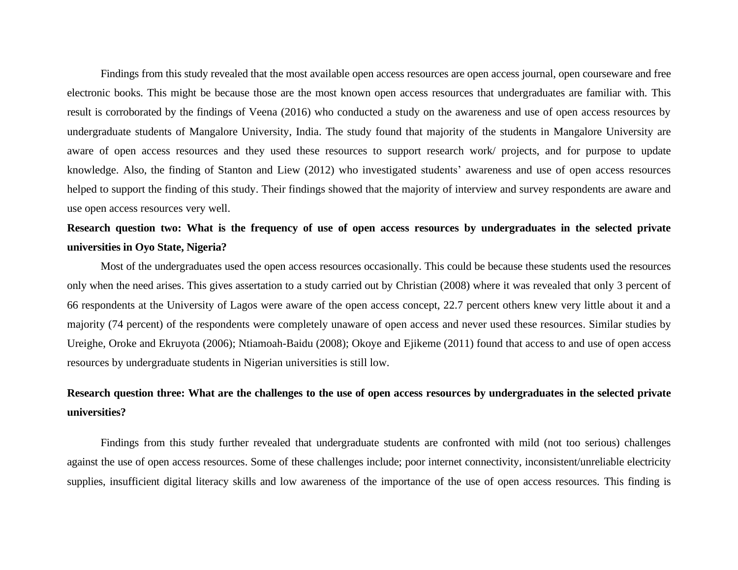Findings from this study revealed that the most available open access resources are open access journal, open courseware and free electronic books. This might be because those are the most known open access resources that undergraduates are familiar with. This result is corroborated by the findings of Veena (2016) who conducted a study on the awareness and use of open access resources by undergraduate students of Mangalore University, India. The study found that majority of the students in Mangalore University are aware of open access resources and they used these resources to support research work/ projects, and for purpose to update knowledge. Also, the finding of Stanton and Liew (2012) who investigated students' awareness and use of open access resources helped to support the finding of this study. Their findings showed that the majority of interview and survey respondents are aware and use open access resources very well.

**Research question two: What is the frequency of use of open access resources by undergraduates in the selected private universities in Oyo State, Nigeria?**

Most of the undergraduates used the open access resources occasionally. This could be because these students used the resources only when the need arises. This gives assertation to a study carried out by Christian (2008) where it was revealed that only 3 percent of 66 respondents at the University of Lagos were aware of the open access concept, 22.7 percent others knew very little about it and a majority (74 percent) of the respondents were completely unaware of open access and never used these resources. Similar studies by Ureighe, Oroke and Ekruyota (2006); Ntiamoah-Baidu (2008); Okoye and Ejikeme (2011) found that access to and use of open access resources by undergraduate students in Nigerian universities is still low.

**Research question three: What are the challenges to the use of open access resources by undergraduates in the selected private universities?**

Findings from this study further revealed that undergraduate students are confronted with mild (not too serious) challenges against the use of open access resources. Some of these challenges include; poor internet connectivity, inconsistent/unreliable electricity supplies, insufficient digital literacy skills and low awareness of the importance of the use of open access resources. This finding is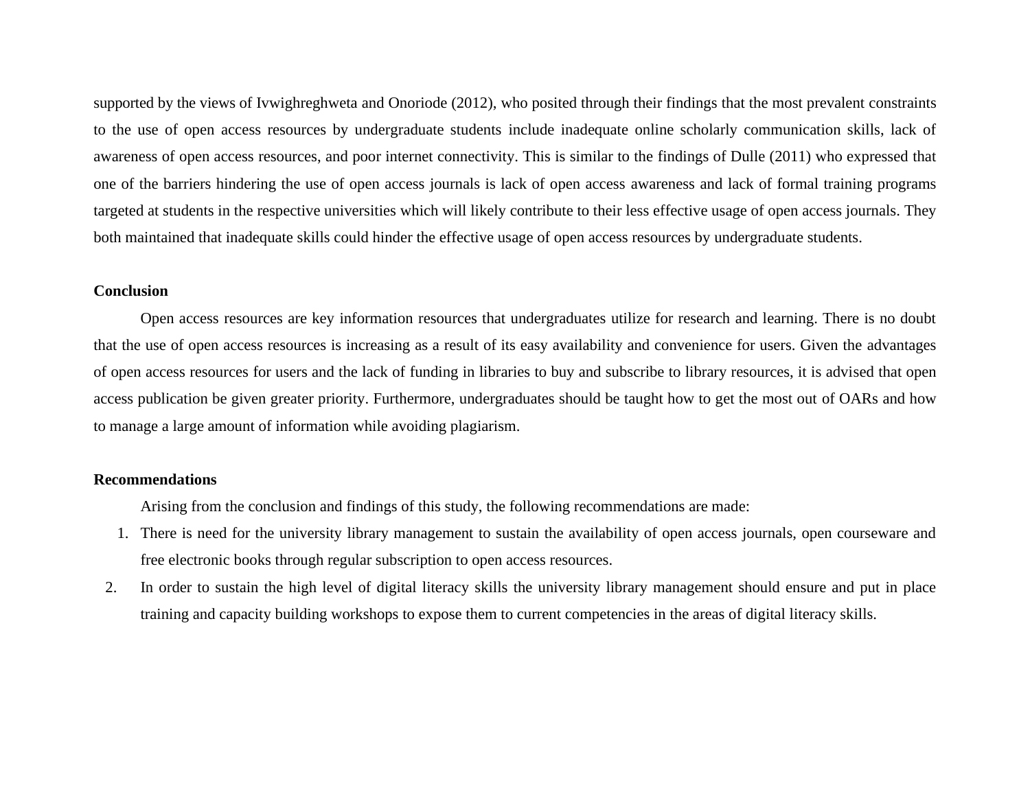supported by the views of Ivwighreghweta and Onoriode (2012), who posited through their findings that the most prevalent constraints to the use of open access resources by undergraduate students include inadequate online scholarly communication skills, lack of awareness of open access resources, and poor internet connectivity. This is similar to the findings of Dulle (2011) who expressed that one of the barriers hindering the use of open access journals is lack of open access awareness and lack of formal training programs targeted at students in the respective universities which will likely contribute to their less effective usage of open access journals. They both maintained that inadequate skills could hinder the effective usage of open access resources by undergraduate students.

**Conclusion**

Open access resources are key information resources that undergraduates utilize for research and learning. There is no doubt that the use of open access resources is increasing as a result of its easy availability and convenience for users. Given the advantages of open access resources for users and the lack of funding in libraries to buy and subscribe to library resources, it is advised that open access publication be given greater priority. Furthermore, undergraduates should be taught how to get the most out of OARs and how to manage a large amount of information while avoiding plagiarism.

**Recommendations**

Arising from the conclusion and findings of this study, the following recommendations are made:

1. There is need for the university library management to sustain the availability of open access journals, open courseware and free electronic books through regular subscription to open access resources.
2. In order to sustain the high level of digital literacy skills the university library management should ensure and put in place training and capacity building workshops to expose them to current competencies in the areas of digital literacy skills.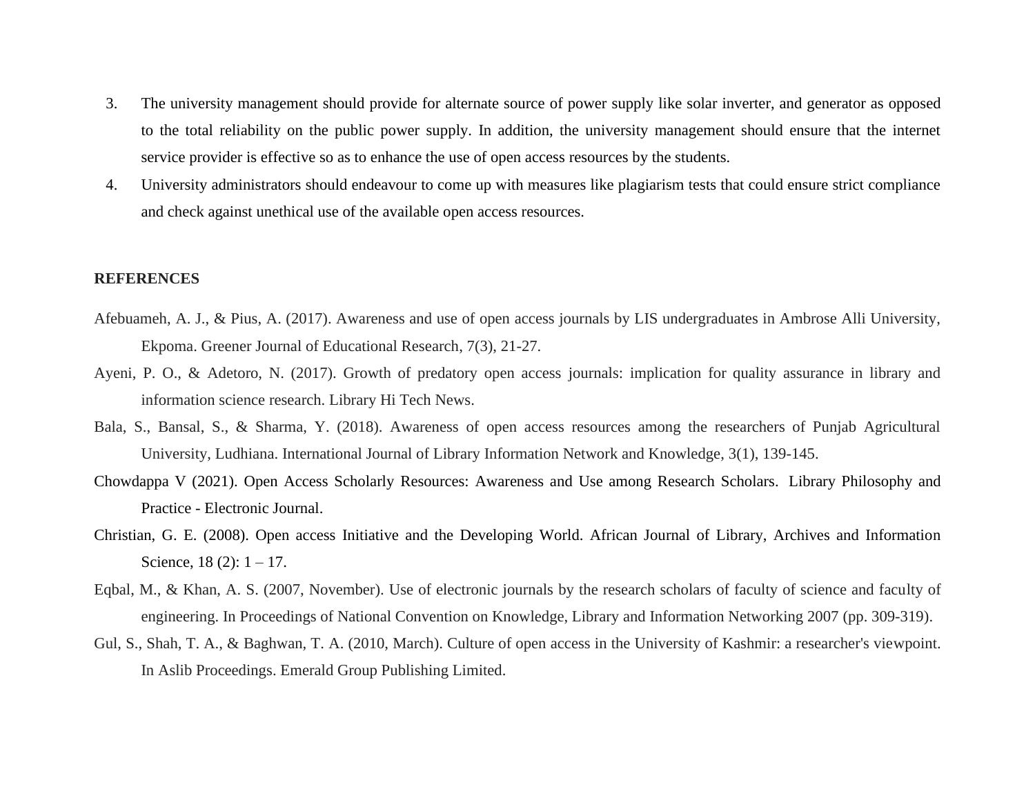3. The university management should provide for alternate source of power supply like solar inverter, and generator as opposed to the total reliability on the public power supply. In addition, the university management should ensure that the internet service provider is effective so as to enhance the use of open access resources by the students.
4. University administrators should endeavour to come up with measures like plagiarism tests that could ensure strict compliance and check against unethical use of the available open access resources.

## REFERENCES

Afebuameh, A. J., & Pius, A. (2017). Awareness and use of open access journals by LIS undergraduates in Ambrose Alli University, Ekpoma. Greener Journal of Educational Research, 7(3), 21-27.

Ayeni, P. O., & Adetoro, N. (2017). Growth of predatory open access journals: implication for quality assurance in library and information science research. Library Hi Tech News.

Bala, S., Bansal, S., & Sharma, Y. (2018). Awareness of open access resources among the researchers of Punjab Agricultural University, Ludhiana. International Journal of Library Information Network and Knowledge, 3(1), 139-145.

Chowdappa V (2021). Open Access Scholarly Resources: Awareness and Use among Research Scholars. Library Philosophy and Practice - Electronic Journal.

Christian, G. E. (2008). Open access Initiative and the Developing World. African Journal of Library, Archives and Information Science, 18 (2): 1 – 17.

Eqbal, M., & Khan, A. S. (2007, November). Use of electronic journals by the research scholars of faculty of science and faculty of engineering. In Proceedings of National Convention on Knowledge, Library and Information Networking 2007 (pp. 309-319).

Gul, S., Shah, T. A., & Baghwan, T. A. (2010, March). Culture of open access in the University of Kashmir: a researcher's viewpoint. In Aslib Proceedings. Emerald Group Publishing Limited.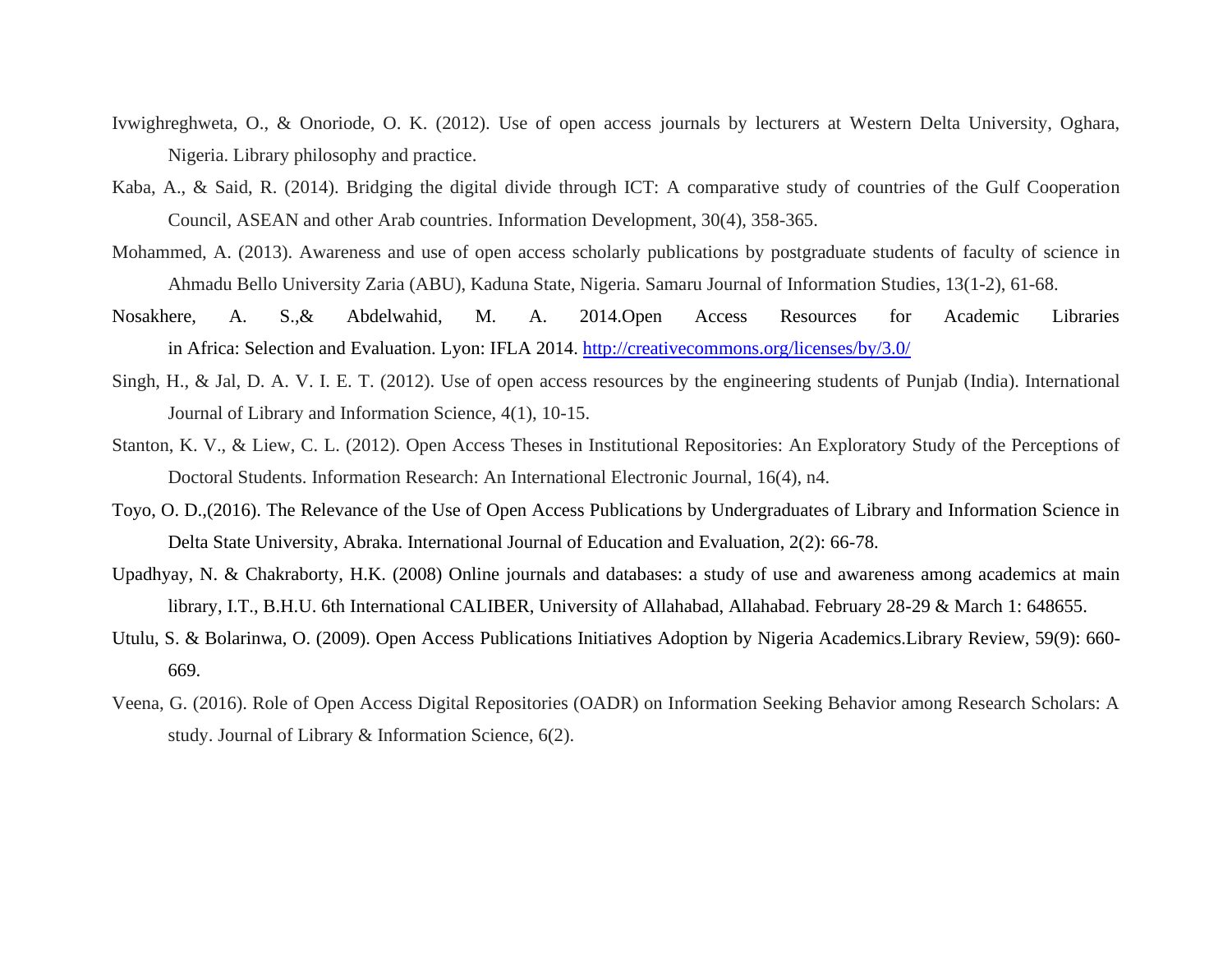Ivwighreghweta, O., & Onoriode, O. K. (2012). Use of open access journals by lecturers at Western Delta University, Oghara, Nigeria. Library philosophy and practice.

Kaba, A., & Said, R. (2014). Bridging the digital divide through ICT: A comparative study of countries of the Gulf Cooperation Council, ASEAN and other Arab countries. Information Development, 30(4), 358-365.

Mohammed, A. (2013). Awareness and use of open access scholarly publications by postgraduate students of faculty of science in Ahmadu Bello University Zaria (ABU), Kaduna State, Nigeria. Samaru Journal of Information Studies, 13(1-2), 61-68.

Nosakhere, A. S.,& Abdelwahid, M. A. 2014.Open Access Resources for Academic Libraries in Africa: Selection and Evaluation. Lyon: IFLA 2014. http://creativecommons.org/licenses/by/3.0/

Singh, H., & Jal, D. A. V. I. E. T. (2012). Use of open access resources by the engineering students of Punjab (India). International Journal of Library and Information Science, 4(1), 10-15.

Stanton, K. V., & Liew, C. L. (2012). Open Access Theses in Institutional Repositories: An Exploratory Study of the Perceptions of Doctoral Students. Information Research: An International Electronic Journal, 16(4), n4.

Toyo, O. D.,(2016). The Relevance of the Use of Open Access Publications by Undergraduates of Library and Information Science in Delta State University, Abraka. International Journal of Education and Evaluation, 2(2): 66-78.

Upadhyay, N. & Chakraborty, H.K. (2008) Online journals and databases: a study of use and awareness among academics at main library, I.T., B.H.U. 6th International CALIBER, University of Allahabad, Allahabad. February 28-29 & March 1: 648655.

Utulu, S. & Bolarinwa, O. (2009). Open Access Publications Initiatives Adoption by Nigeria Academics.Library Review, 59(9): 660-669.

Veena, G. (2016). Role of Open Access Digital Repositories (OADR) on Information Seeking Behavior among Research Scholars: A study. Journal of Library & Information Science, 6(2).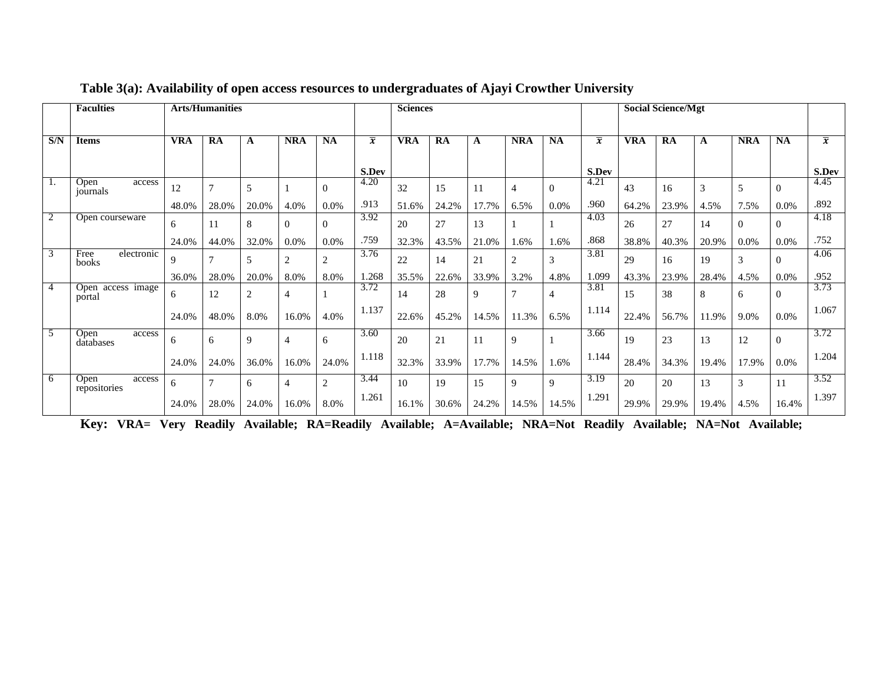**Table 3(a): Availability of open access resources to undergraduates of Ajayi Crowther University**

| | Faculties | Arts/Humanities | | | | | | Sciences | | | | | | Social Science/Mgt | | | | | |
|---|---|---|---|---|---|---|---|---|---|---|---|---|---|---|---|---|---|---|---|
| S/N | Items | VRA | RA | A | NRA | NA | $\bar{x}$ S.Dev | VRA | RA | A | NRA | NA | $\bar{x}$ S.Dev | VRA | RA | A | NRA | NA | $\bar{x}$ S.Dev |
| 1. | Open access journals | 12 48.0% | 7 28.0% | 5 20.0% | 1 4.0% | 0 0.0% | 4.20 .913 | 32 51.6% | 15 24.2% | 11 17.7% | 4 6.5% | 0 0.0% | 4.21 .960 | 43 64.2% | 16 23.9% | 3 4.5% | 5 7.5% | 0 0.0% | 4.45 .892 |
| 2 | Open courseware | 6 24.0% | 11 44.0% | 8 32.0% | 0 0.0% | 0 0.0% | 3.92 .759 | 20 32.3% | 27 43.5% | 13 21.0% | 1 1.6% | 1 1.6% | 4.03 .868 | 26 38.8% | 27 40.3% | 14 20.9% | 0 0.0% | 0 0.0% | 4.18 .752 |
| 3 | Free electronic books | 9 36.0% | 7 28.0% | 5 20.0% | 2 8.0% | 2 8.0% | 3.76 1.268 | 22 35.5% | 14 22.6% | 21 33.9% | 2 3.2% | 3 4.8% | 3.81 1.099 | 29 43.3% | 16 23.9% | 19 28.4% | 3 4.5% | 0 0.0% | 4.06 .952 |
| 4 | Open access image portal | 6 24.0% | 12 48.0% | 2 8.0% | 4 16.0% | 1 4.0% | 3.72 1.137 | 14 22.6% | 28 45.2% | 9 14.5% | 7 11.3% | 4 6.5% | 3.81 1.114 | 15 22.4% | 38 56.7% | 8 11.9% | 6 9.0% | 0 0.0% | 3.73 1.067 |
| 5 | Open access databases | 6 24.0% | 6 24.0% | 9 36.0% | 4 16.0% | 6 24.0% | 3.60 1.118 | 20 32.3% | 21 33.9% | 11 17.7% | 9 14.5% | 1 1.6% | 3.66 1.144 | 19 28.4% | 23 34.3% | 13 19.4% | 12 17.9% | 0 0.0% | 3.72 1.204 |
| 6 | Open access repositories | 6 24.0% | 7 28.0% | 6 24.0% | 4 16.0% | 2 8.0% | 3.44 1.261 | 10 16.1% | 19 30.6% | 15 24.2% | 9 14.5% | 9 14.5% | 3.19 1.291 | 20 29.9% | 20 29.9% | 13 19.4% | 3 4.5% | 11 16.4% | 3.52 1.397 |

**Key: VRA= Very Readily Available; RA=Readily Available; A=Available; NRA=Not Readily Available; NA=Not Available;**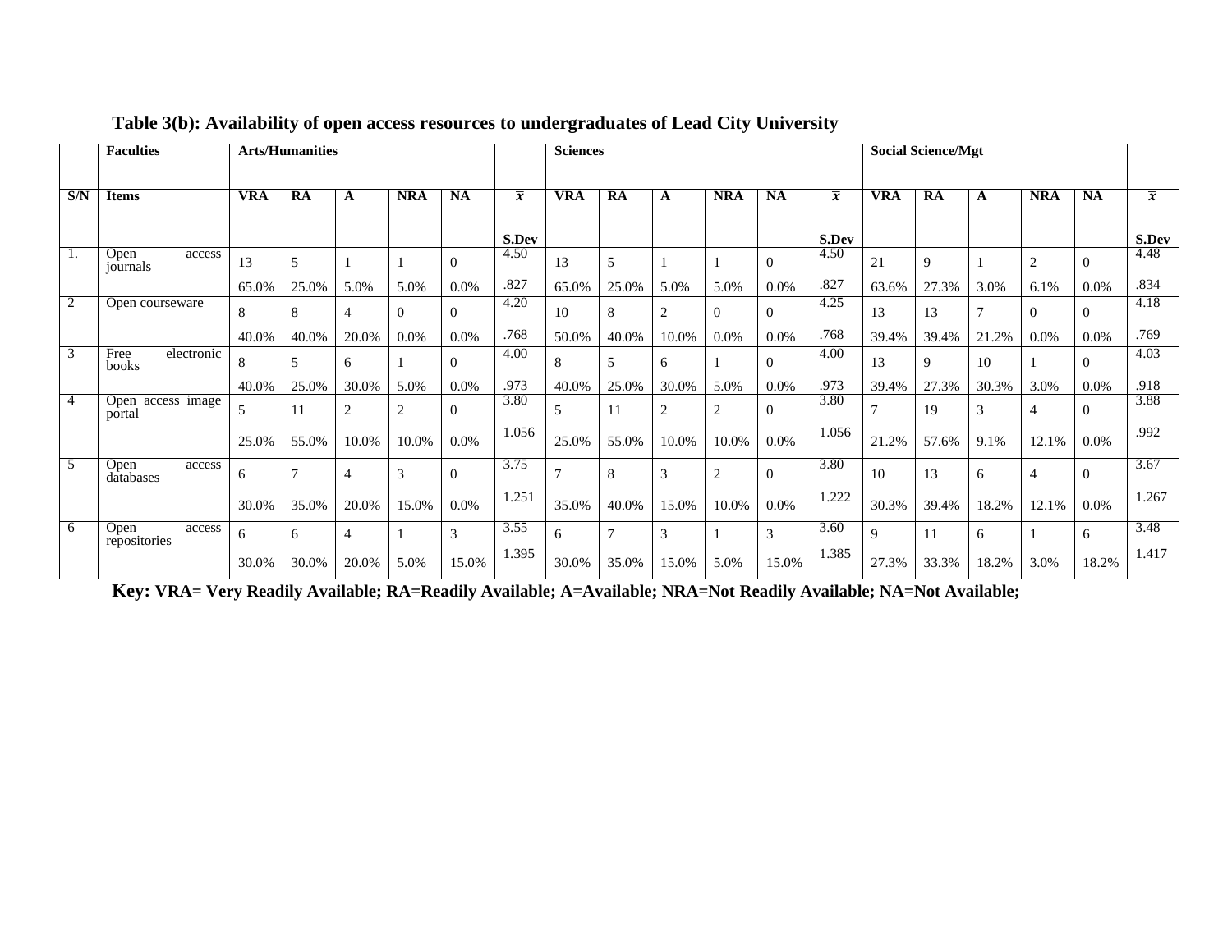**Table 3(b): Availability of open access resources to undergraduates of Lead City University**

| | Faculties | Arts/Humanities | | | | | | Sciences | | | | | | Social Science/Mgt | | | | | |
|---|---|---|---|---|---|---|---|---|---|---|---|---|---|---|---|---|---|---|---|
| S/N | Items | VRA | RA | A | NRA | NA | $\bar{x}$ S.Dev | VRA | RA | A | NRA | NA | $\bar{x}$ S.Dev | VRA | RA | A | NRA | NA | $\bar{x}$ S.Dev |
| 1. | Open access journals | 13 65.0% | 5 25.0% | 1 5.0% | 1 5.0% | 0 0.0% | 4.50 .827 | 13 65.0% | 5 25.0% | 1 5.0% | 1 5.0% | 0 0.0% | 4.50 .827 | 21 63.6% | 9 27.3% | 1 3.0% | 2 6.1% | 0 0.0% | 4.48 .834 |
| 2 | Open courseware | 8 40.0% | 8 40.0% | 4 20.0% | 0 0.0% | 0 0.0% | 4.20 .768 | 10 50.0% | 8 40.0% | 2 10.0% | 0 0.0% | 0 0.0% | 4.25 .768 | 13 39.4% | 13 39.4% | 7 21.2% | 0 0.0% | 0 0.0% | 4.18 .769 |
| 3 | Free electronic books | 8 40.0% | 5 25.0% | 6 30.0% | 1 5.0% | 0 0.0% | 4.00 .973 | 8 40.0% | 5 25.0% | 6 30.0% | 1 5.0% | 0 0.0% | 4.00 .973 | 13 39.4% | 9 27.3% | 10 30.3% | 1 3.0% | 0 0.0% | 4.03 .918 |
| 4 | Open access image portal | 5 25.0% | 11 55.0% | 2 10.0% | 2 10.0% | 0 0.0% | 3.80 1.056 | 5 25.0% | 11 55.0% | 2 10.0% | 2 10.0% | 0 0.0% | 3.80 1.056 | 7 21.2% | 19 57.6% | 3 9.1% | 4 12.1% | 0 0.0% | 3.88 .992 |
| 5 | Open access databases | 6 30.0% | 7 35.0% | 4 20.0% | 3 15.0% | 0 0.0% | 3.75 1.251 | 7 35.0% | 8 40.0% | 3 15.0% | 2 10.0% | 0 0.0% | 3.80 1.222 | 10 30.3% | 13 39.4% | 6 18.2% | 4 12.1% | 0 0.0% | 3.67 1.267 |
| 6 | Open access repositories | 6 30.0% | 6 30.0% | 4 20.0% | 1 5.0% | 3 15.0% | 3.55 1.395 | 6 30.0% | 7 35.0% | 3 15.0% | 1 5.0% | 3 15.0% | 3.60 1.385 | 9 27.3% | 11 33.3% | 6 18.2% | 1 3.0% | 6 18.2% | 3.48 1.417 |

**Key: VRA= Very Readily Available; RA=Readily Available; A=Available; NRA=Not Readily Available; NA=Not Available;**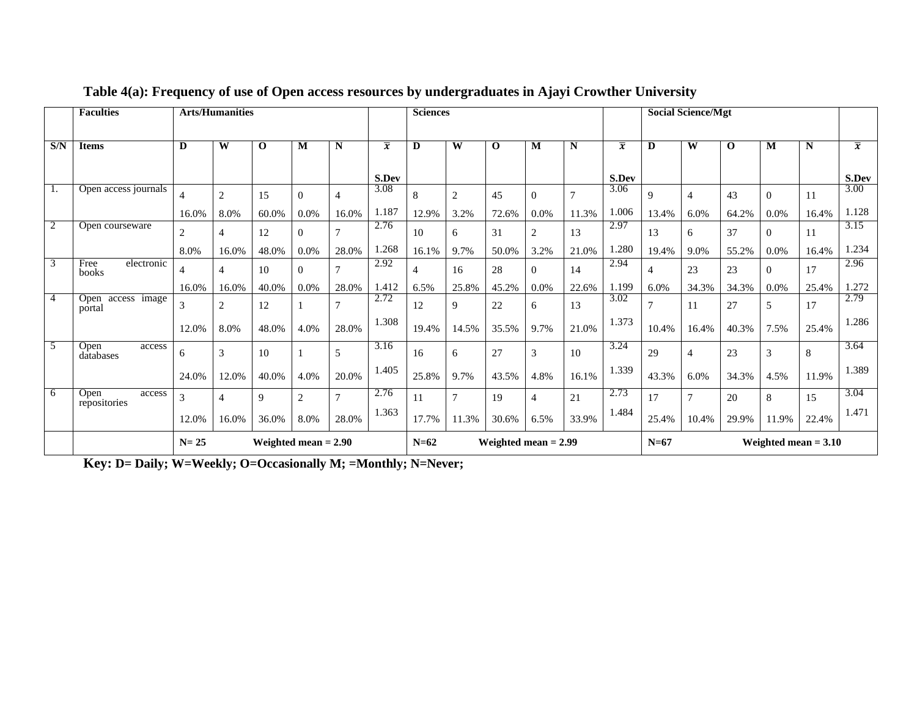**Table 4(a): Frequency of use of Open access resources by undergraduates in Ajayi Crowther University**

| | Faculties | Arts/Humanities | | | | | | Sciences | | | | | | Social Science/Mgt | | | | | |
|---|---|---|---|---|---|---|---|---|---|---|---|---|---|---|---|---|---|---|---|
| S/N | Items | D | W | O | M | N | $\bar{x}$ S.Dev | D | W | O | M | N | $\bar{x}$ S.Dev | D | W | O | M | N | $\bar{x}$ S.Dev |
| 1. | Open access journals | 4 16.0% | 2 8.0% | 15 60.0% | 0 0.0% | 4 16.0% | 3.08 1.187 | 8 12.9% | 2 3.2% | 45 72.6% | 0 0.0% | 7 11.3% | 3.06 1.006 | 9 13.4% | 4 6.0% | 43 64.2% | 0 0.0% | 11 16.4% | 3.00 1.128 |
| 2 | Open courseware | 2 8.0% | 4 16.0% | 12 48.0% | 0 0.0% | 7 28.0% | 2.76 1.268 | 10 16.1% | 6 9.7% | 31 50.0% | 2 3.2% | 13 21.0% | 2.97 1.280 | 13 19.4% | 6 9.0% | 37 55.2% | 0 0.0% | 11 16.4% | 3.15 1.234 |
| 3 | Free electronic books | 4 16.0% | 4 16.0% | 10 40.0% | 0 0.0% | 7 28.0% | 2.92 1.412 | 4 6.5% | 16 25.8% | 28 45.2% | 0 0.0% | 14 22.6% | 2.94 1.199 | 4 6.0% | 23 34.3% | 23 34.3% | 0 0.0% | 17 25.4% | 2.96 1.272 |
| 4 | Open access image portal | 3 12.0% | 2 8.0% | 12 48.0% | 1 4.0% | 7 28.0% | 2.72 1.308 | 12 19.4% | 9 14.5% | 22 35.5% | 6 9.7% | 13 21.0% | 3.02 1.373 | 7 10.4% | 11 16.4% | 27 40.3% | 5 7.5% | 17 25.4% | 2.79 1.286 |
| 5 | Open access databases | 6 24.0% | 3 12.0% | 10 40.0% | 1 4.0% | 5 20.0% | 3.16 1.405 | 16 25.8% | 6 9.7% | 27 43.5% | 3 4.8% | 10 16.1% | 3.24 1.339 | 29 43.3% | 4 6.0% | 23 34.3% | 3 4.5% | 8 11.9% | 3.64 1.389 |
| 6 | Open access repositories | 3 12.0% | 4 16.0% | 9 36.0% | 2 8.0% | 7 28.0% | 2.76 1.363 | 11 17.7% | 7 11.3% | 19 30.6% | 4 6.5% | 21 33.9% | 2.73 1.484 | 17 25.4% | 7 10.4% | 20 29.9% | 8 11.9% | 15 22.4% | 3.04 1.471 |
| | | N= 25 | Weighted mean = 2.90 | | | | | N=62 | Weighted mean = 2.99 | | | | | N=67 | Weighted mean = 3.10 | | | | |

**Key: D= Daily; W=Weekly; O=Occasionally M; =Monthly; N=Never;**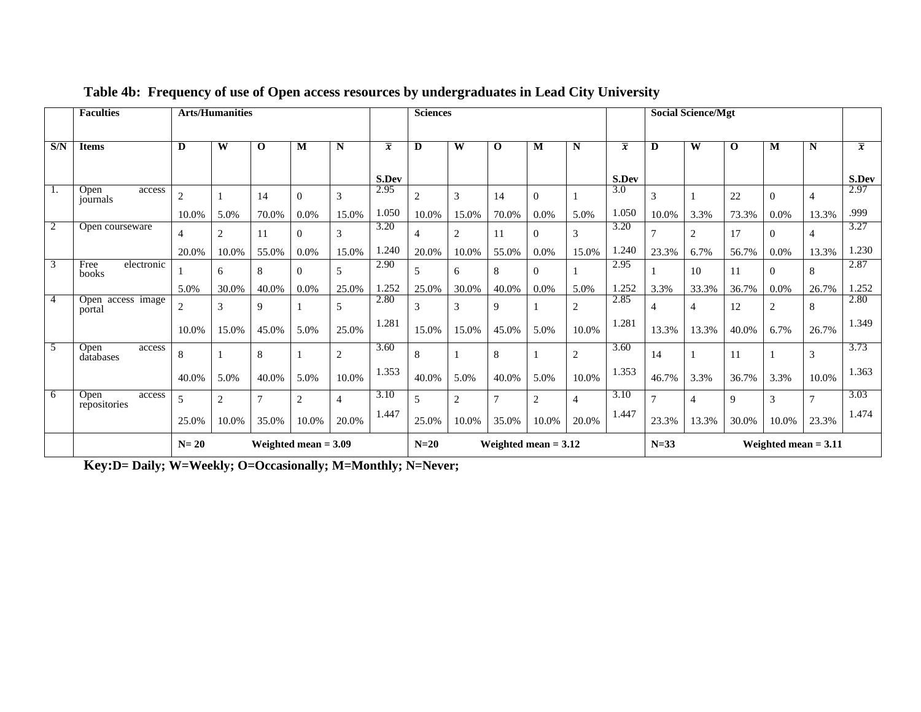**Table 4b: Frequency of use of Open access resources by undergraduates in Lead City University**

| | Faculties | Arts/Humanities | | | | | | Sciences | | | | | | Social Science/Mgt | | | | | |
|---|---|---|---|---|---|---|---|---|---|---|---|---|---|---|---|---|---|---|---|
| S/N | Items | D | W | O | M | N | $\bar{x}$ S.Dev | D | W | O | M | N | $\bar{x}$ S.Dev | D | W | O | M | N | $\bar{x}$ S.Dev |
| 1. | Open access journals | 2 10.0% | 1 5.0% | 14 70.0% | 0 0.0% | 3 15.0% | 2.95 1.050 | 2 10.0% | 3 15.0% | 14 70.0% | 0 0.0% | 1 5.0% | 3.0 1.050 | 3 10.0% | 1 3.3% | 22 73.3% | 0 0.0% | 4 13.3% | 2.97 .999 |
| 2 | Open courseware | 4 20.0% | 2 10.0% | 11 55.0% | 0 0.0% | 3 15.0% | 3.20 1.240 | 4 20.0% | 2 10.0% | 11 55.0% | 0 0.0% | 3 15.0% | 3.20 1.240 | 7 23.3% | 2 6.7% | 17 56.7% | 0 0.0% | 4 13.3% | 3.27 1.230 |
| 3 | Free electronic books | 1 5.0% | 6 30.0% | 8 40.0% | 0 0.0% | 5 25.0% | 2.90 1.252 | 5 25.0% | 6 30.0% | 8 40.0% | 0 0.0% | 1 5.0% | 2.95 1.252 | 1 3.3% | 10 33.3% | 11 36.7% | 0 0.0% | 8 26.7% | 2.87 1.252 |
| 4 | Open access image portal | 2 10.0% | 3 15.0% | 9 45.0% | 1 5.0% | 5 25.0% | 2.80 1.281 | 3 15.0% | 3 15.0% | 9 45.0% | 1 5.0% | 2 10.0% | 2.85 1.281 | 4 13.3% | 4 13.3% | 12 40.0% | 2 6.7% | 8 26.7% | 2.80 1.349 |
| 5 | Open access databases | 8 40.0% | 1 5.0% | 8 40.0% | 1 5.0% | 2 10.0% | 3.60 1.353 | 8 40.0% | 1 5.0% | 8 40.0% | 1 5.0% | 2 10.0% | 3.60 1.353 | 14 46.7% | 1 3.3% | 11 36.7% | 1 3.3% | 3 10.0% | 3.73 1.363 |
| 6 | Open access repositories | 5 25.0% | 2 10.0% | 7 35.0% | 2 10.0% | 4 20.0% | 3.10 1.447 | 5 25.0% | 2 10.0% | 7 35.0% | 2 10.0% | 4 20.0% | 3.10 1.447 | 7 23.3% | 4 13.3% | 9 30.0% | 3 10.0% | 7 23.3% | 3.03 1.474 |
| | | N= 20 | Weighted mean = 3.09 | | | | | N=20 | Weighted mean = 3.12 | | | | | N=33 | Weighted mean = 3.11 | | | | |

**Key:D= Daily; W=Weekly; O=Occasionally; M=Monthly; N=Never;**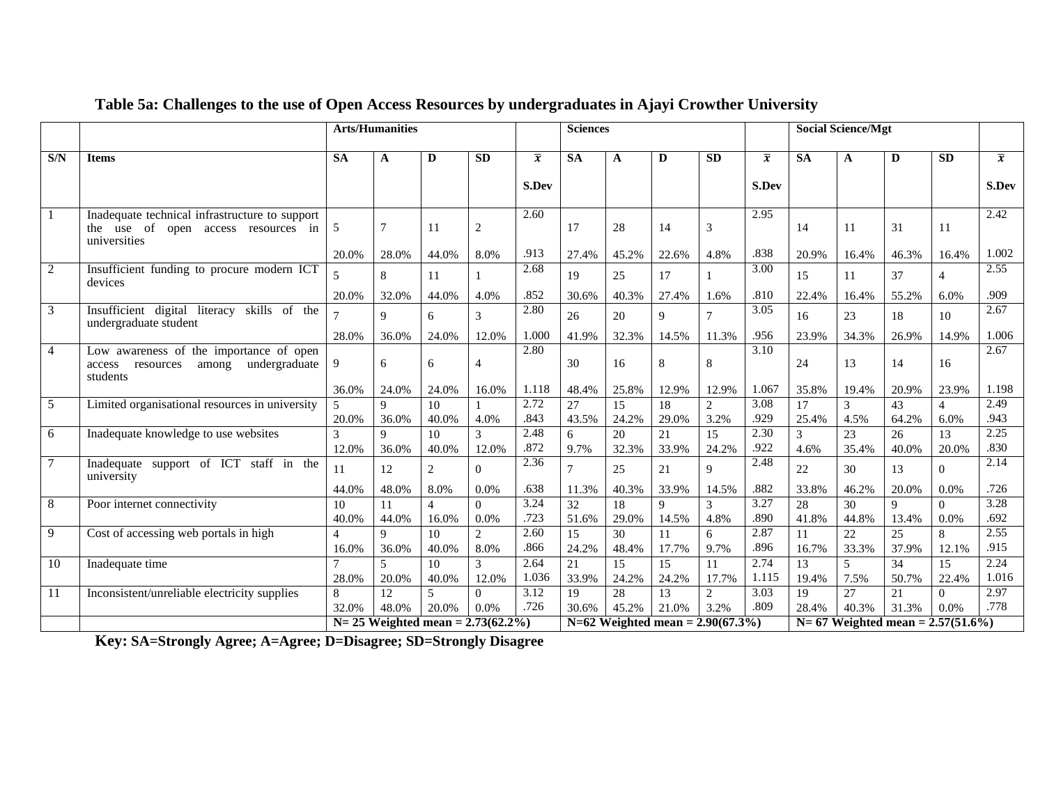**Table 5a: Challenges to the use of Open Access Resources by undergraduates in Ajayi Crowther University**

| | | Arts/Humanities | | | | | Sciences | | | | | Social Science/Mgt | | | | |
|---|---|---|---|---|---|---|---|---|---|---|---|---|---|---|---|---|
| S/N | Items | SA | A | D | SD | $\bar{x}$ S.Dev | SA | A | D | SD | $\bar{x}$ S.Dev | SA | A | D | SD | $\bar{x}$ S.Dev |
| 1 | Inadequate technical infrastructure to support the use of open access resources in universities | 5 20.0% | 7 28.0% | 11 44.0% | 2 8.0% | 2.60 .913 | 17 27.4% | 28 45.2% | 14 22.6% | 3 4.8% | 2.95 .838 | 14 20.9% | 11 16.4% | 31 46.3% | 11 16.4% | 2.42 1.002 |
| 2 | Insufficient funding to procure modern ICT devices | 5 20.0% | 8 32.0% | 11 44.0% | 1 4.0% | 2.68 .852 | 19 30.6% | 25 40.3% | 17 27.4% | 1 1.6% | 3.00 .810 | 15 22.4% | 11 16.4% | 37 55.2% | 4 6.0% | 2.55 .909 |
| 3 | Insufficient digital literacy skills of the undergraduate student | 7 28.0% | 9 36.0% | 6 24.0% | 3 12.0% | 2.80 1.000 | 26 41.9% | 20 32.3% | 9 14.5% | 7 11.3% | 3.05 .956 | 16 23.9% | 23 34.3% | 18 26.9% | 10 14.9% | 2.67 1.006 |
| 4 | Low awareness of the importance of open access resources among undergraduate students | 9 36.0% | 6 24.0% | 6 24.0% | 4 16.0% | 2.80 1.118 | 30 48.4% | 16 25.8% | 8 12.9% | 8 12.9% | 3.10 1.067 | 24 35.8% | 13 19.4% | 14 20.9% | 16 23.9% | 2.67 1.198 |
| 5 | Limited organisational resources in university | 5 20.0% | 9 36.0% | 10 40.0% | 1 4.0% | 2.72 .843 | 27 43.5% | 15 24.2% | 18 29.0% | 2 3.2% | 3.08 .929 | 17 25.4% | 3 4.5% | 43 64.2% | 4 6.0% | 2.49 .943 |
| 6 | Inadequate knowledge to use websites | 3 12.0% | 9 36.0% | 10 40.0% | 3 12.0% | 2.48 .872 | 6 9.7% | 20 32.3% | 21 33.9% | 15 24.2% | 2.30 .922 | 3 4.6% | 23 35.4% | 26 40.0% | 13 20.0% | 2.25 .830 |
| 7 | Inadequate support of ICT staff in the university | 11 44.0% | 12 48.0% | 2 8.0% | 0 0.0% | 2.36 .638 | 7 11.3% | 25 40.3% | 21 33.9% | 9 14.5% | 2.48 .882 | 22 33.8% | 30 46.2% | 13 20.0% | 0 0.0% | 2.14 .726 |
| 8 | Poor internet connectivity | 10 40.0% | 11 44.0% | 4 16.0% | 0 0.0% | 3.24 .723 | 32 51.6% | 18 29.0% | 9 14.5% | 3 4.8% | 3.27 .890 | 28 41.8% | 30 44.8% | 9 13.4% | 0 0.0% | 3.28 .692 |
| 9 | Cost of accessing web portals in high | 4 16.0% | 9 36.0% | 10 40.0% | 2 8.0% | 2.60 .866 | 15 24.2% | 30 48.4% | 11 17.7% | 6 9.7% | 2.87 .896 | 11 16.7% | 22 33.3% | 25 37.9% | 8 12.1% | 2.55 .915 |
| 10 | Inadequate time | 7 28.0% | 5 20.0% | 10 40.0% | 3 12.0% | 2.64 1.036 | 21 33.9% | 15 24.2% | 15 24.2% | 11 17.7% | 2.74 1.115 | 13 19.4% | 5 7.5% | 34 50.7% | 15 22.4% | 2.24 1.016 |
| 11 | Inconsistent/unreliable electricity supplies | 8 32.0% | 12 48.0% | 5 20.0% | 0 0.0% | 3.12 .726 | 19 30.6% | 28 45.2% | 13 21.0% | 2 3.2% | 3.03 .809 | 19 28.4% | 27 40.3% | 21 31.3% | 0 0.0% | 2.97 .778 |
| | | N= 25 Weighted mean = 2.73(62.2%) | | | | | N=62 Weighted mean = 2.90(67.3%) | | | | | N= 67 Weighted mean = 2.57(51.6%) | | | | |

**Key: SA=Strongly Agree; A=Agree; D=Disagree; SD=Strongly Disagree**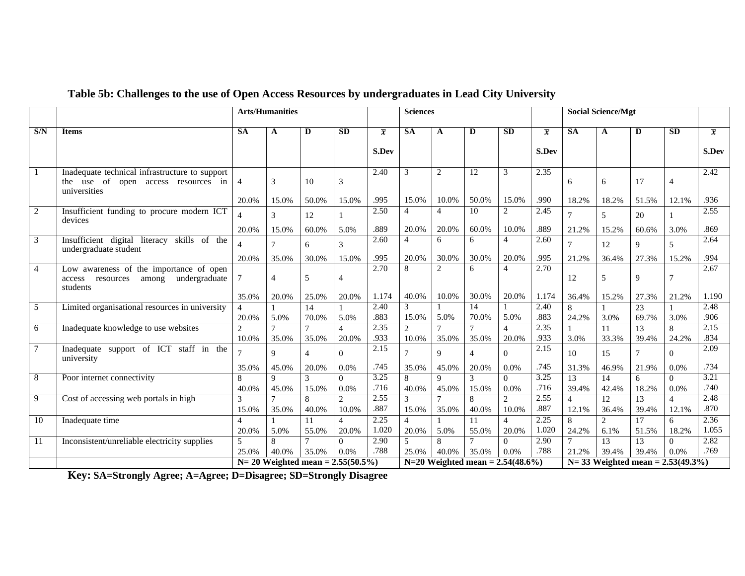**Table 5b: Challenges to the use of Open Access Resources by undergraduates in Lead City University**

| | | Arts/Humanities | | | | | Sciences | | | | | Social Science/Mgt | | | | |
|---|---|---|---|---|---|---|---|---|---|---|---|---|---|---|---|---|
| S/N | Items | SA | A | D | SD | $\bar{x}$ S.Dev | SA | A | D | SD | $\bar{x}$ S.Dev | SA | A | D | SD | $\bar{x}$ S.Dev |
| 1 | Inadequate technical infrastructure to support the use of open access resources in universities | 4 20.0% | 3 15.0% | 10 50.0% | 3 15.0% | 2.40 .995 | 3 15.0% | 2 10.0% | 12 50.0% | 3 15.0% | 2.35 .990 | 6 18.2% | 6 18.2% | 17 51.5% | 4 12.1% | 2.42 .936 |
| 2 | Insufficient funding to procure modern ICT devices | 4 20.0% | 3 15.0% | 12 60.0% | 1 5.0% | 2.50 .889 | 4 20.0% | 4 20.0% | 10 60.0% | 2 10.0% | 2.45 .889 | 7 21.2% | 5 15.2% | 20 60.6% | 1 3.0% | 2.55 .869 |
| 3 | Insufficient digital literacy skills of the undergraduate student | 4 20.0% | 7 35.0% | 6 30.0% | 3 15.0% | 2.60 .995 | 4 20.0% | 6 30.0% | 6 30.0% | 4 20.0% | 2.60 .995 | 7 21.2% | 12 36.4% | 9 27.3% | 5 15.2% | 2.64 .994 |
| 4 | Low awareness of the importance of open access resources among undergraduate students | 7 35.0% | 4 20.0% | 5 25.0% | 4 20.0% | 2.70 1.174 | 8 40.0% | 2 10.0% | 6 30.0% | 4 20.0% | 2.70 1.174 | 12 36.4% | 5 15.2% | 9 27.3% | 7 21.2% | 2.67 1.190 |
| 5 | Limited organisational resources in university | 4 20.0% | 1 5.0% | 14 70.0% | 1 5.0% | 2.40 .883 | 3 15.0% | 1 5.0% | 14 70.0% | 1 5.0% | 2.40 .883 | 8 24.2% | 1 3.0% | 23 69.7% | 1 3.0% | 2.48 .906 |
| 6 | Inadequate knowledge to use websites | 2 10.0% | 7 35.0% | 7 35.0% | 4 20.0% | 2.35 .933 | 2 10.0% | 7 35.0% | 7 35.0% | 4 20.0% | 2.35 .933 | 1 3.0% | 11 33.3% | 13 39.4% | 8 24.2% | 2.15 .834 |
| 7 | Inadequate support of ICT staff in the university | 7 35.0% | 9 45.0% | 4 20.0% | 0 0.0% | 2.15 .745 | 7 35.0% | 9 45.0% | 4 20.0% | 0 0.0% | 2.15 .745 | 10 31.3% | 15 46.9% | 7 21.9% | 0 0.0% | 2.09 .734 |
| 8 | Poor internet connectivity | 8 40.0% | 9 45.0% | 3 15.0% | 0 0.0% | 3.25 .716 | 8 40.0% | 9 45.0% | 3 15.0% | 0 0.0% | 3.25 .716 | 13 39.4% | 14 42.4% | 6 18.2% | 0 0.0% | 3.21 .740 |
| 9 | Cost of accessing web portals in high | 3 15.0% | 7 35.0% | 8 40.0% | 2 10.0% | 2.55 .887 | 3 15.0% | 7 35.0% | 8 40.0% | 2 10.0% | 2.55 .887 | 4 12.1% | 12 36.4% | 13 39.4% | 4 12.1% | 2.48 .870 |
| 10 | Inadequate time | 4 20.0% | 1 5.0% | 11 55.0% | 4 20.0% | 2.25 1.020 | 4 20.0% | 1 5.0% | 11 55.0% | 4 20.0% | 2.25 1.020 | 8 24.2% | 2 6.1% | 17 51.5% | 6 18.2% | 2.36 1.055 |
| 11 | Inconsistent/unreliable electricity supplies | 5 25.0% | 8 40.0% | 7 35.0% | 0 0.0% | 2.90 .788 | 5 25.0% | 8 40.0% | 7 35.0% | 0 0.0% | 2.90 .788 | 7 21.2% | 13 39.4% | 13 39.4% | 0 0.0% | 2.82 .769 |
| | | **N= 20 Weighted mean = 2.55(50.5%)** | | | | | **N=20 Weighted mean = 2.54(48.6%)** | | | | | **N= 33 Weighted mean = 2.53(49.3%)** | | | | |

**Key: SA=Strongly Agree; A=Agree; D=Disagree; SD=Strongly Disagree**